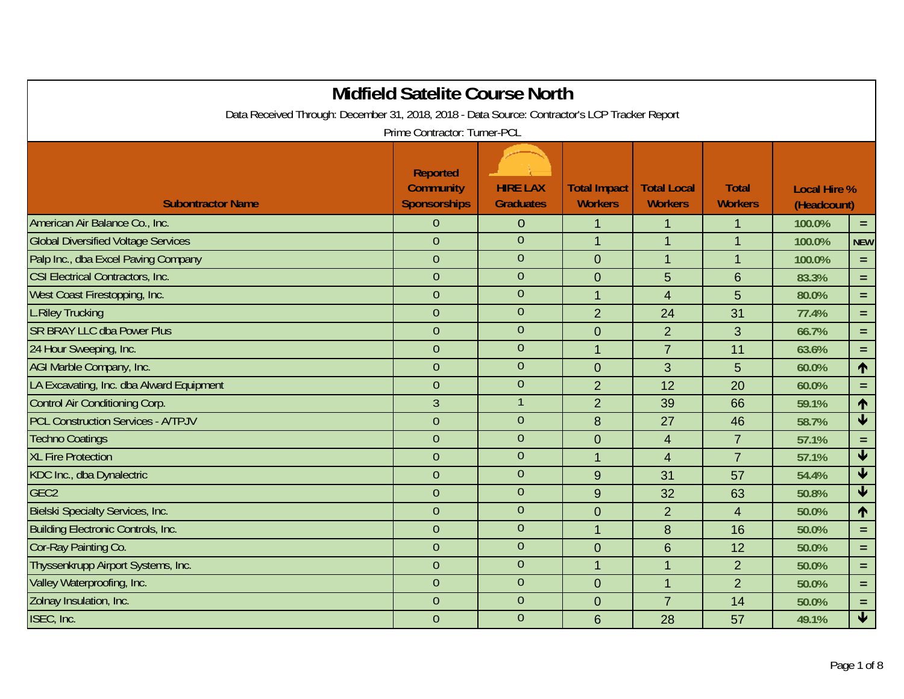# Midfield Satelite Course North

Data Received Through: December 31, 2018, 2018 - Data Source: Contractor's LCP Tracker Report

Prime Contractor: Turner-PCL

| Subontractor Name | Reported Community Sponsorships | HIRE LAX Graduates | Total Impact Workers | Total Local Workers | Total Workers | Local Hire % (Headcount) | |
|---|---|---|---|---|---|---|---|
| American Air Balance Co., Inc. | 0 | 0 | 1 | 1 | 1 | 100.0% | = |
| Global Diversified Voltage Services | 0 | 0 | 1 | 1 | 1 | 100.0% | NEW |
| Palp Inc., dba Excel Paving Company | 0 | 0 | 0 | 1 | 1 | 100.0% | = |
| CSI Electrical Contractors, Inc. | 0 | 0 | 0 | 5 | 6 | 83.3% | = |
| West Coast Firestopping, Inc. | 0 | 0 | 1 | 4 | 5 | 80.0% | = |
| L.Riley Trucking | 0 | 0 | 2 | 24 | 31 | 77.4% | = |
| SR BRAY LLC dba Power Plus | 0 | 0 | 0 | 2 | 3 | 66.7% | = |
| 24 Hour Sweeping, Inc. | 0 | 0 | 1 | 7 | 11 | 63.6% | = |
| AGI Marble Company, Inc. | 0 | 0 | 0 | 3 | 5 | 60.0% | ↑ |
| LA Excavating, Inc. dba Alward Equipment | 0 | 0 | 2 | 12 | 20 | 60.0% | = |
| Control Air Conditioning Corp. | 3 | 1 | 2 | 39 | 66 | 59.1% | ↑ |
| PCL Construction Services - A/TPJV | 0 | 0 | 8 | 27 | 46 | 58.7% | ↓ |
| Techno Coatings | 0 | 0 | 0 | 4 | 7 | 57.1% | = |
| XL Fire Protection | 0 | 0 | 1 | 4 | 7 | 57.1% | ↓ |
| KDC Inc., dba Dynalectric | 0 | 0 | 9 | 31 | 57 | 54.4% | ↓ |
| GEC2 | 0 | 0 | 9 | 32 | 63 | 50.8% | ↓ |
| Bielski Specialty Services, Inc. | 0 | 0 | 0 | 2 | 4 | 50.0% | ↑ |
| Building Electronic Controls, Inc. | 0 | 0 | 1 | 8 | 16 | 50.0% | = |
| Cor-Ray Painting Co. | 0 | 0 | 0 | 6 | 12 | 50.0% | = |
| Thyssenkrupp Airport Systems, Inc. | 0 | 0 | 1 | 1 | 2 | 50.0% | = |
| Valley Waterproofing, Inc. | 0 | 0 | 0 | 1 | 2 | 50.0% | = |
| Zolnay Insulation, Inc. | 0 | 0 | 0 | 7 | 14 | 50.0% | = |
| ISEC, Inc. | 0 | 0 | 6 | 28 | 57 | 49.1% | ↓ |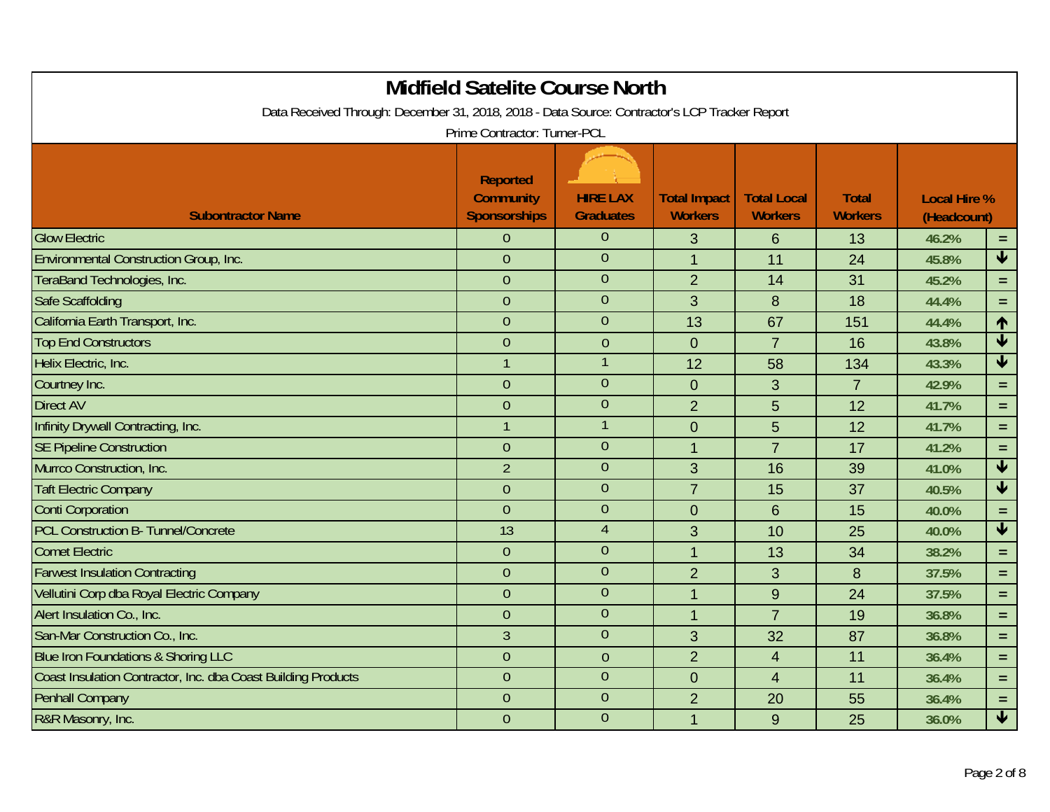# Midfield Satelite Course North

Data Received Through: December 31, 2018, 2018 - Data Source: Contractor's LCP Tracker Report

Prime Contractor: Turner-PCL

| Subontractor Name | Reported Community Sponsorships | HIRE LAX Graduates | Total Impact Workers | Total Local Workers | Total Workers | Local Hire % (Headcount) | |
|---|---|---|---|---|---|---|---|
| Glow Electric | 0 | 0 | 3 | 6 | 13 | 46.2% | = |
| Environmental Construction Group, Inc. | 0 | 0 | 1 | 11 | 24 | 45.8% | ↓ |
| TeraBand Technologies, Inc. | 0 | 0 | 2 | 14 | 31 | 45.2% | = |
| Safe Scaffolding | 0 | 0 | 3 | 8 | 18 | 44.4% | = |
| California Earth Transport, Inc. | 0 | 0 | 13 | 67 | 151 | 44.4% | ↑ |
| Top End Constructors | 0 | 0 | 0 | 7 | 16 | 43.8% | ↓ |
| Helix Electric, Inc. | 1 | 1 | 12 | 58 | 134 | 43.3% | ↓ |
| Courtney Inc. | 0 | 0 | 0 | 3 | 7 | 42.9% | = |
| Direct AV | 0 | 0 | 2 | 5 | 12 | 41.7% | = |
| Infinity Drywall Contracting, Inc. | 1 | 1 | 0 | 5 | 12 | 41.7% | = |
| SE Pipeline Construction | 0 | 0 | 1 | 7 | 17 | 41.2% | = |
| Murrco Construction, Inc. | 2 | 0 | 3 | 16 | 39 | 41.0% | ↓ |
| Taft Electric Company | 0 | 0 | 7 | 15 | 37 | 40.5% | ↓ |
| Conti Corporation | 0 | 0 | 0 | 6 | 15 | 40.0% | = |
| PCL Construction B- Tunnel/Concrete | 13 | 4 | 3 | 10 | 25 | 40.0% | ↓ |
| Comet Electric | 0 | 0 | 1 | 13 | 34 | 38.2% | = |
| Farwest Insulation Contracting | 0 | 0 | 2 | 3 | 8 | 37.5% | = |
| Vellutini Corp dba Royal Electric Company | 0 | 0 | 1 | 9 | 24 | 37.5% | = |
| Alert Insulation Co., Inc. | 0 | 0 | 1 | 7 | 19 | 36.8% | = |
| San-Mar Construction Co., Inc. | 3 | 0 | 3 | 32 | 87 | 36.8% | = |
| Blue Iron Foundations & Shoring LLC | 0 | 0 | 2 | 4 | 11 | 36.4% | = |
| Coast Insulation Contractor, Inc. dba Coast Building Products | 0 | 0 | 0 | 4 | 11 | 36.4% | = |
| Penhall Company | 0 | 0 | 2 | 20 | 55 | 36.4% | = |
| R&R Masonry, Inc. | 0 | 0 | 1 | 9 | 25 | 36.0% | ↓ |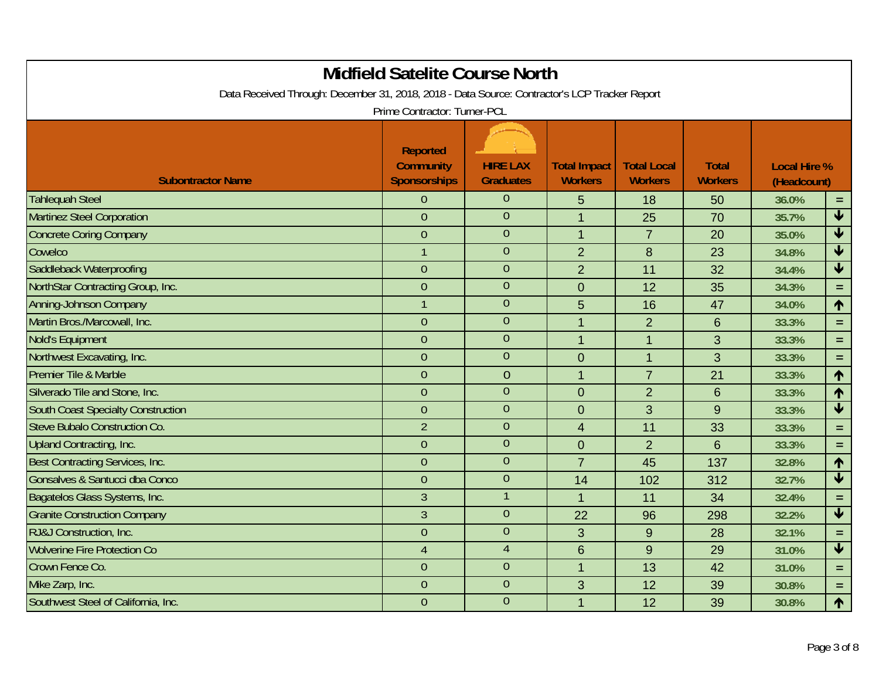# Midfield Satelite Course North

Data Received Through: December 31, 2018, 2018 - Data Source: Contractor's LCP Tracker Report

Prime Contractor: Turner-PCL

| Subontractor Name | Reported Community Sponsorships | HIRE LAX Graduates | Total Impact Workers | Total Local Workers | Total Workers | Local Hire % (Headcount) | |
|---|---|---|---|---|---|---|---|
| Tahlequah Steel | 0 | 0 | 5 | 18 | 50 | 36.0% | = |
| Martinez Steel Corporation | 0 | 0 | 1 | 25 | 70 | 35.7% | ↓ |
| Concrete Coring Company | 0 | 0 | 1 | 7 | 20 | 35.0% | ↓ |
| Cowelco | 1 | 0 | 2 | 8 | 23 | 34.8% | ↓ |
| Saddleback Waterproofing | 0 | 0 | 2 | 11 | 32 | 34.4% | ↓ |
| NorthStar Contracting Group, Inc. | 0 | 0 | 0 | 12 | 35 | 34.3% | = |
| Anning-Johnson Company | 1 | 0 | 5 | 16 | 47 | 34.0% | ↑ |
| Martin Bros./Marcowall, Inc. | 0 | 0 | 1 | 2 | 6 | 33.3% | = |
| Nold's Equipment | 0 | 0 | 1 | 1 | 3 | 33.3% | = |
| Northwest Excavating, Inc. | 0 | 0 | 0 | 1 | 3 | 33.3% | = |
| Premier Tile & Marble | 0 | 0 | 1 | 7 | 21 | 33.3% | ↑ |
| Silverado Tile and Stone, Inc. | 0 | 0 | 0 | 2 | 6 | 33.3% | ↑ |
| South Coast Specialty Construction | 0 | 0 | 0 | 3 | 9 | 33.3% | ↓ |
| Steve Bubalo Construction Co. | 2 | 0 | 4 | 11 | 33 | 33.3% | = |
| Upland Contracting, Inc. | 0 | 0 | 0 | 2 | 6 | 33.3% | = |
| Best Contracting Services, Inc. | 0 | 0 | 7 | 45 | 137 | 32.8% | ↑ |
| Gonsalves & Santucci dba Conco | 0 | 0 | 14 | 102 | 312 | 32.7% | ↓ |
| Bagatelos Glass Systems, Inc. | 3 | 1 | 1 | 11 | 34 | 32.4% | = |
| Granite Construction Company | 3 | 0 | 22 | 96 | 298 | 32.2% | ↓ |
| RJ&J Construction, Inc. | 0 | 0 | 3 | 9 | 28 | 32.1% | = |
| Wolverine Fire Protection Co | 4 | 4 | 6 | 9 | 29 | 31.0% | ↓ |
| Crown Fence Co. | 0 | 0 | 1 | 13 | 42 | 31.0% | = |
| Mike Zarp, Inc. | 0 | 0 | 3 | 12 | 39 | 30.8% | = |
| Southwest Steel of California, Inc. | 0 | 0 | 1 | 12 | 39 | 30.8% | ↑ |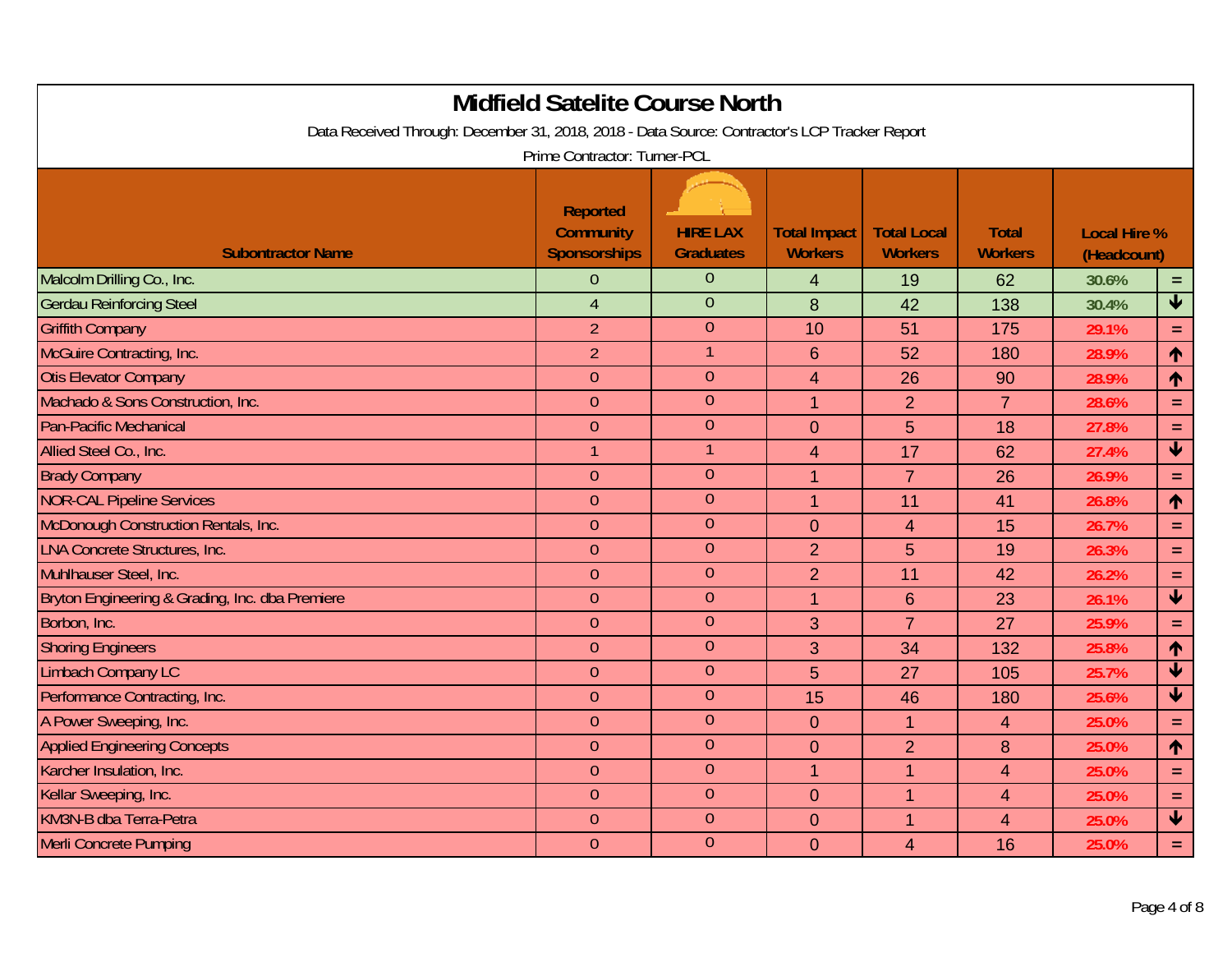# Midfield Satelite Course North

Data Received Through: December 31, 2018, 2018 - Data Source: Contractor's LCP Tracker Report

Prime Contractor: Turner-PCL

| Subontractor Name | Reported Community Sponsorships | HIRE LAX Graduates | Total Impact Workers | Total Local Workers | Total Workers | Local Hire % (Headcount) | |
|---|---|---|---|---|---|---|---|
| Malcolm Drilling Co., Inc. | 0 | 0 | 4 | 19 | 62 | 30.6% | = |
| Gerdau Reinforcing Steel | 4 | 0 | 8 | 42 | 138 | 30.4% | ↓ |
| Griffith Company | 2 | 0 | 10 | 51 | 175 | 29.1% | = |
| McGuire Contracting, Inc. | 2 | 1 | 6 | 52 | 180 | 28.9% | ↑ |
| Otis Elevator Company | 0 | 0 | 4 | 26 | 90 | 28.9% | ↑ |
| Machado & Sons Construction, Inc. | 0 | 0 | 1 | 2 | 7 | 28.6% | = |
| Pan-Pacific Mechanical | 0 | 0 | 0 | 5 | 18 | 27.8% | = |
| Allied Steel Co., Inc. | 1 | 1 | 4 | 17 | 62 | 27.4% | ↓ |
| Brady Company | 0 | 0 | 1 | 7 | 26 | 26.9% | = |
| NOR-CAL Pipeline Services | 0 | 0 | 1 | 11 | 41 | 26.8% | ↑ |
| McDonough Construction Rentals, Inc. | 0 | 0 | 0 | 4 | 15 | 26.7% | = |
| LNA Concrete Structures, Inc. | 0 | 0 | 2 | 5 | 19 | 26.3% | = |
| Muhlhauser Steel, Inc. | 0 | 0 | 2 | 11 | 42 | 26.2% | = |
| Bryton Engineering & Grading, Inc. dba Premiere | 0 | 0 | 1 | 6 | 23 | 26.1% | ↓ |
| Borbon, Inc. | 0 | 0 | 3 | 7 | 27 | 25.9% | = |
| Shoring Engineers | 0 | 0 | 3 | 34 | 132 | 25.8% | ↑ |
| Limbach Company LC | 0 | 0 | 5 | 27 | 105 | 25.7% | ↓ |
| Performance Contracting, Inc. | 0 | 0 | 15 | 46 | 180 | 25.6% | ↓ |
| A Power Sweeping, Inc. | 0 | 0 | 0 | 1 | 4 | 25.0% | = |
| Applied Engineering Concepts | 0 | 0 | 0 | 2 | 8 | 25.0% | ↑ |
| Karcher Insulation, Inc. | 0 | 0 | 1 | 1 | 4 | 25.0% | = |
| Kellar Sweeping, Inc. | 0 | 0 | 0 | 1 | 4 | 25.0% | = |
| KM3N-B dba Terra-Petra | 0 | 0 | 0 | 1 | 4 | 25.0% | ↓ |
| Merli Concrete Pumping | 0 | 0 | 0 | 4 | 16 | 25.0% | = |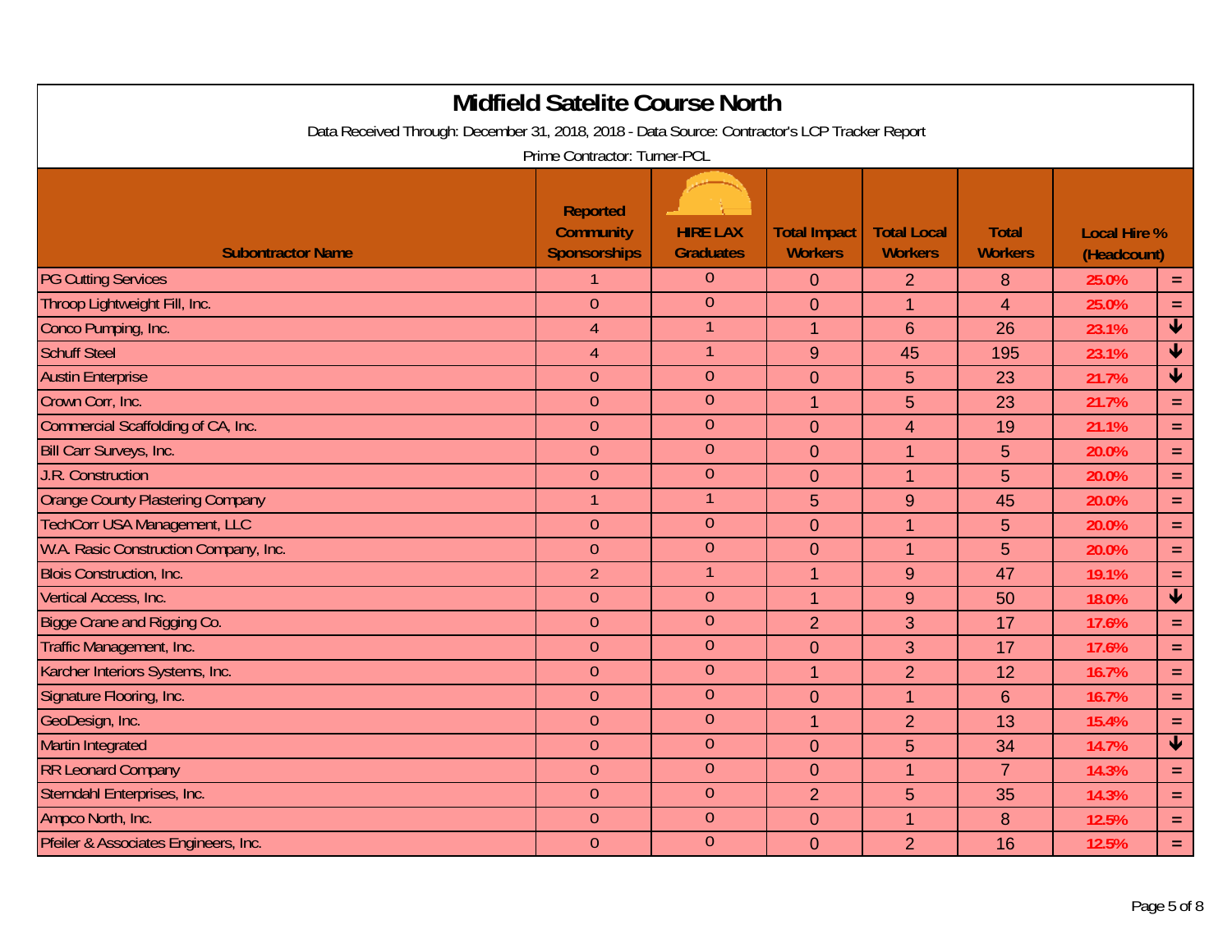# Midfield Satelite Course North

Data Received Through: December 31, 2018, 2018 - Data Source: Contractor's LCP Tracker Report

Prime Contractor: Turner-PCL

| Subontractor Name | Reported Community Sponsorships | HIRE LAX Graduates | Total Impact Workers | Total Local Workers | Total Workers | Local Hire % (Headcount) | |
|---|---|---|---|---|---|---|---|
| PG Cutting Services | 1 | 0 | 0 | 2 | 8 | 25.0% | = |
| Throop Lightweight Fill, Inc. | 0 | 0 | 0 | 1 | 4 | 25.0% | = |
| Conco Pumping, Inc. | 4 | 1 | 1 | 6 | 26 | 23.1% | ↓ |
| Schuff Steel | 4 | 1 | 9 | 45 | 195 | 23.1% | ↓ |
| Austin Enterprise | 0 | 0 | 0 | 5 | 23 | 21.7% | ↓ |
| Crown Corr, Inc. | 0 | 0 | 1 | 5 | 23 | 21.7% | = |
| Commercial Scaffolding of CA, Inc. | 0 | 0 | 0 | 4 | 19 | 21.1% | = |
| Bill Carr Surveys, Inc. | 0 | 0 | 0 | 1 | 5 | 20.0% | = |
| J.R. Construction | 0 | 0 | 0 | 1 | 5 | 20.0% | = |
| Orange County Plastering Company | 1 | 1 | 5 | 9 | 45 | 20.0% | = |
| TechCorr USA Management, LLC | 0 | 0 | 0 | 1 | 5 | 20.0% | = |
| W.A. Rasic Construction Company, Inc. | 0 | 0 | 0 | 1 | 5 | 20.0% | = |
| Blois Construction, Inc. | 2 | 1 | 1 | 9 | 47 | 19.1% | = |
| Vertical Access, Inc. | 0 | 0 | 1 | 9 | 50 | 18.0% | ↓ |
| Bigge Crane and Rigging Co. | 0 | 0 | 2 | 3 | 17 | 17.6% | = |
| Traffic Management, Inc. | 0 | 0 | 0 | 3 | 17 | 17.6% | = |
| Karcher Interiors Systems, Inc. | 0 | 0 | 1 | 2 | 12 | 16.7% | = |
| Signature Flooring, Inc. | 0 | 0 | 0 | 1 | 6 | 16.7% | = |
| GeoDesign, Inc. | 0 | 0 | 1 | 2 | 13 | 15.4% | = |
| Martin Integrated | 0 | 0 | 0 | 5 | 34 | 14.7% | ↓ |
| RR Leonard Company | 0 | 0 | 0 | 1 | 7 | 14.3% | = |
| Sterndahl Enterprises, Inc. | 0 | 0 | 2 | 5 | 35 | 14.3% | = |
| Ampco North, Inc. | 0 | 0 | 0 | 1 | 8 | 12.5% | = |
| Pfeiler & Associates Engineers, Inc. | 0 | 0 | 0 | 2 | 16 | 12.5% | = |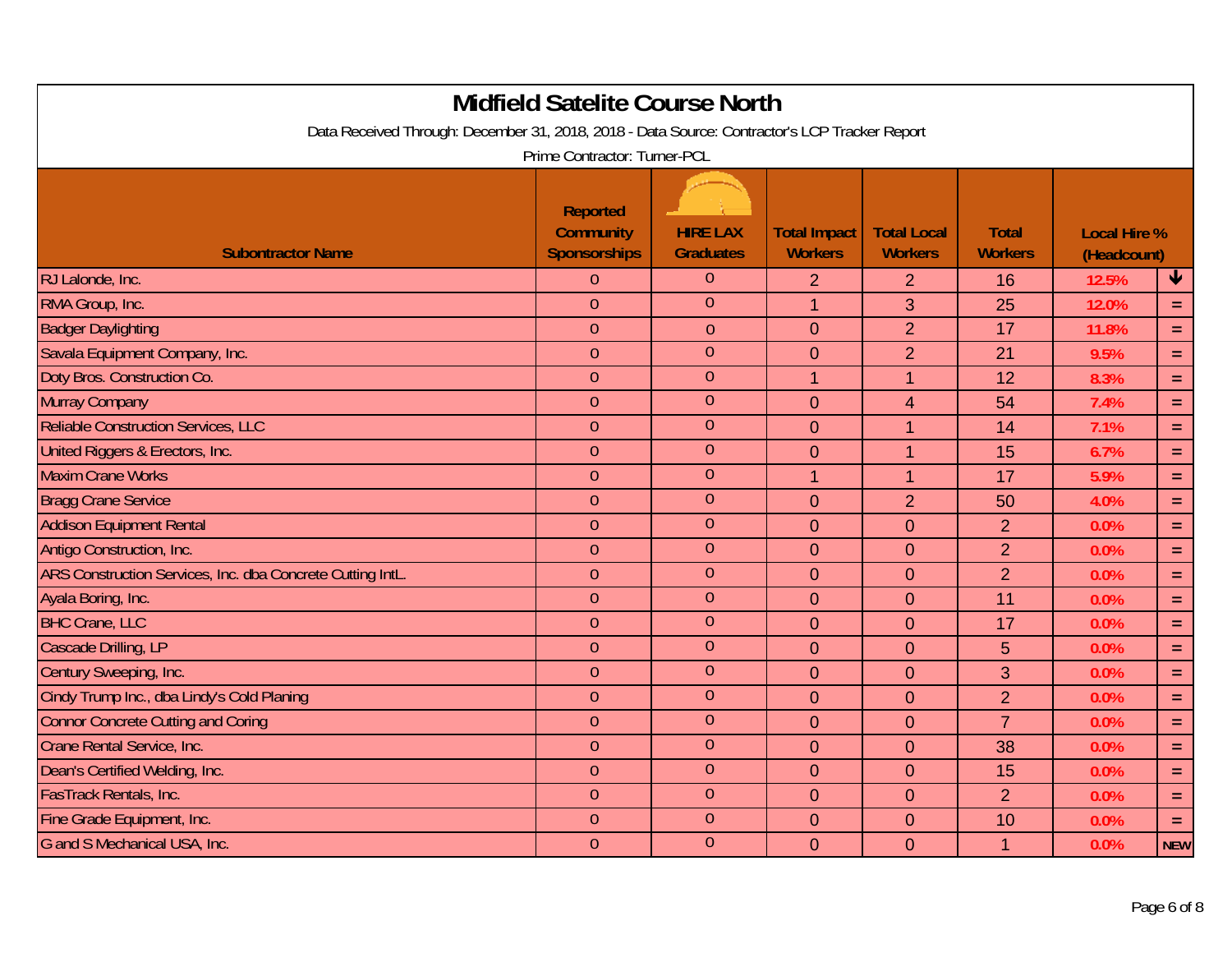# Midfield Satelite Course North

Data Received Through: December 31, 2018, 2018 - Data Source: Contractor's LCP Tracker Report

Prime Contractor: Turner-PCL

| Subontractor Name | Reported Community Sponsorships | HIRE LAX Graduates | Total Impact Workers | Total Local Workers | Total Workers | Local Hire % (Headcount) | |
|---|---|---|---|---|---|---|---|
| RJ Lalonde, Inc. | 0 | 0 | 2 | 2 | 16 | 12.5% | ↓ |
| RMA Group, Inc. | 0 | 0 | 1 | 3 | 25 | 12.0% | = |
| Badger Daylighting | 0 | 0 | 0 | 2 | 17 | 11.8% | = |
| Savala Equipment Company, Inc. | 0 | 0 | 0 | 2 | 21 | 9.5% | = |
| Doty Bros. Construction Co. | 0 | 0 | 1 | 1 | 12 | 8.3% | = |
| Murray Company | 0 | 0 | 0 | 4 | 54 | 7.4% | = |
| Reliable Construction Services, LLC | 0 | 0 | 0 | 1 | 14 | 7.1% | = |
| United Riggers & Erectors, Inc. | 0 | 0 | 0 | 1 | 15 | 6.7% | = |
| Maxim Crane Works | 0 | 0 | 1 | 1 | 17 | 5.9% | = |
| Bragg Crane Service | 0 | 0 | 0 | 2 | 50 | 4.0% | = |
| Addison Equipment Rental | 0 | 0 | 0 | 0 | 2 | 0.0% | = |
| Antigo Construction, Inc. | 0 | 0 | 0 | 0 | 2 | 0.0% | = |
| ARS Construction Services, Inc. dba Concrete Cutting IntL. | 0 | 0 | 0 | 0 | 2 | 0.0% | = |
| Ayala Boring, Inc. | 0 | 0 | 0 | 0 | 11 | 0.0% | = |
| BHC Crane, LLC | 0 | 0 | 0 | 0 | 17 | 0.0% | = |
| Cascade Drilling, LP | 0 | 0 | 0 | 0 | 5 | 0.0% | = |
| Century Sweeping, Inc. | 0 | 0 | 0 | 0 | 3 | 0.0% | = |
| Cindy Trump Inc., dba Lindy's Cold Planing | 0 | 0 | 0 | 0 | 2 | 0.0% | = |
| Connor Concrete Cutting and Coring | 0 | 0 | 0 | 0 | 7 | 0.0% | = |
| Crane Rental Service, Inc. | 0 | 0 | 0 | 0 | 38 | 0.0% | = |
| Dean's Certified Welding, Inc. | 0 | 0 | 0 | 0 | 15 | 0.0% | = |
| FasTrack Rentals, Inc. | 0 | 0 | 0 | 0 | 2 | 0.0% | = |
| Fine Grade Equipment, Inc. | 0 | 0 | 0 | 0 | 10 | 0.0% | = |
| G and S Mechanical USA, Inc. | 0 | 0 | 0 | 0 | 1 | 0.0% | NEW |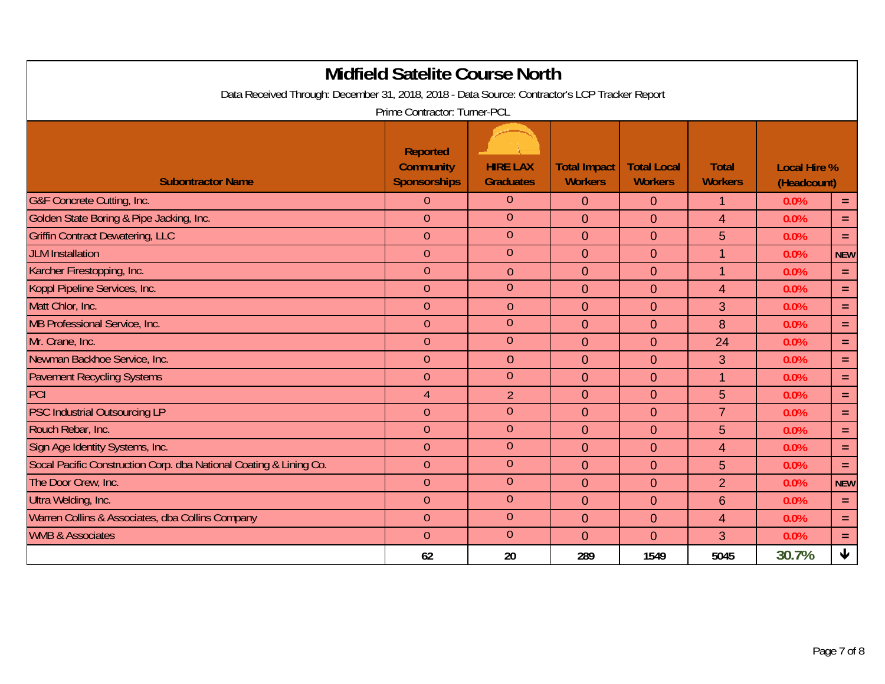# Midfield Satelite Course North

Data Received Through: December 31, 2018, 2018 - Data Source: Contractor's LCP Tracker Report

Prime Contractor: Turner-PCL

| Subontractor Name | Reported Community Sponsorships | HIRE LAX Graduates | Total Impact Workers | Total Local Workers | Total Workers | Local Hire % (Headcount) | |
|---|---|---|---|---|---|---|---|
| G&F Concrete Cutting, Inc. | 0 | 0 | 0 | 0 | 1 | 0.0% | = |
| Golden State Boring & Pipe Jacking, Inc. | 0 | 0 | 0 | 0 | 4 | 0.0% | = |
| Griffin Contract Dewatering, LLC | 0 | 0 | 0 | 0 | 5 | 0.0% | = |
| JLM Installation | 0 | 0 | 0 | 0 | 1 | 0.0% | NEW |
| Karcher Firestopping, Inc. | 0 | 0 | 0 | 0 | 1 | 0.0% | = |
| Koppl Pipeline Services, Inc. | 0 | 0 | 0 | 0 | 4 | 0.0% | = |
| Matt Chlor, Inc. | 0 | 0 | 0 | 0 | 3 | 0.0% | = |
| MB Professional Service, Inc. | 0 | 0 | 0 | 0 | 8 | 0.0% | = |
| Mr. Crane, Inc. | 0 | 0 | 0 | 0 | 24 | 0.0% | = |
| Newman Backhoe Service, Inc. | 0 | 0 | 0 | 0 | 3 | 0.0% | = |
| Pavement Recycling Systems | 0 | 0 | 0 | 0 | 1 | 0.0% | = |
| PCI | 4 | 2 | 0 | 0 | 5 | 0.0% | = |
| PSC Industrial Outsourcing LP | 0 | 0 | 0 | 0 | 7 | 0.0% | = |
| Rouch Rebar, Inc. | 0 | 0 | 0 | 0 | 5 | 0.0% | = |
| Sign Age Identity Systems, Inc. | 0 | 0 | 0 | 0 | 4 | 0.0% | = |
| Socal Pacific Construction Corp. dba National Coating & Lining Co. | 0 | 0 | 0 | 0 | 5 | 0.0% | = |
| The Door Crew, Inc. | 0 | 0 | 0 | 0 | 2 | 0.0% | NEW |
| Ultra Welding, Inc. | 0 | 0 | 0 | 0 | 6 | 0.0% | = |
| Warren Collins & Associates, dba Collins Company | 0 | 0 | 0 | 0 | 4 | 0.0% | = |
| WMB & Associates | 0 | 0 | 0 | 0 | 3 | 0.0% | = |
| | 62 | 20 | 289 | 1549 | 5045 | 30.7% | ↓ |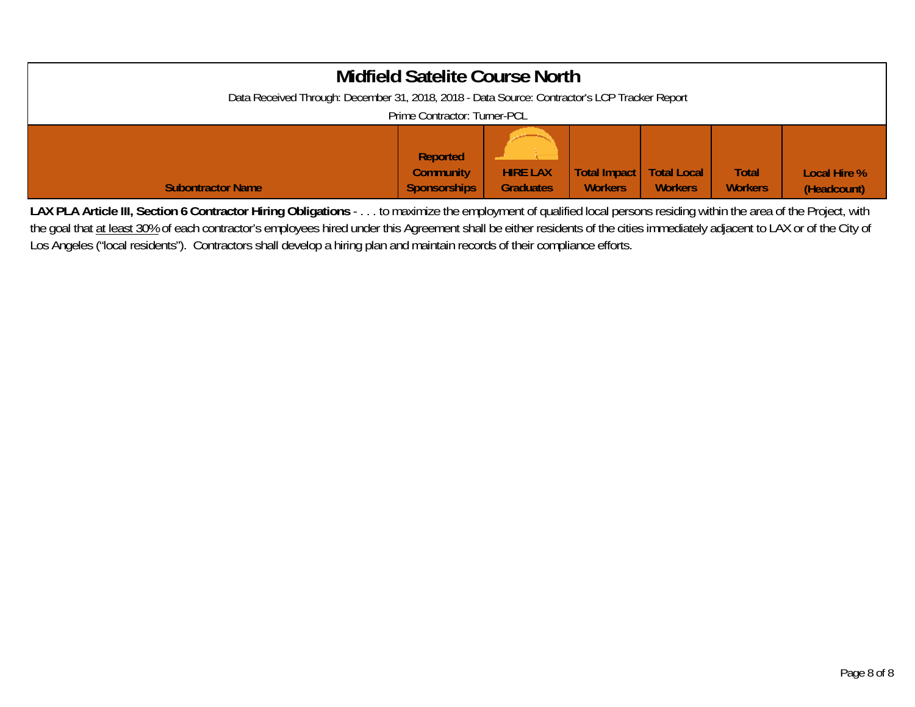# Midfield Satelite Course North

Data Received Through: December 31, 2018, 2018 - Data Source: Contractor's LCP Tracker Report

Prime Contractor: Turner-PCL

| Subontractor Name | Reported Community Sponsorships | HIRE LAX Graduates | Total Impact Workers | Total Local Workers | Total Workers | Local Hire % (Headcount) |
|---|---|---|---|---|---|---|

**LAX PLA Article III, Section 6 Contractor Hiring Obligations** - . . . to maximize the employment of qualified local persons residing within the area of the Project, with the goal that at least 30% of each contractor's employees hired under this Agreement shall be either residents of the cities immediately adjacent to LAX or of the City of Los Angeles ("local residents"). Contractors shall develop a hiring plan and maintain records of their compliance efforts.